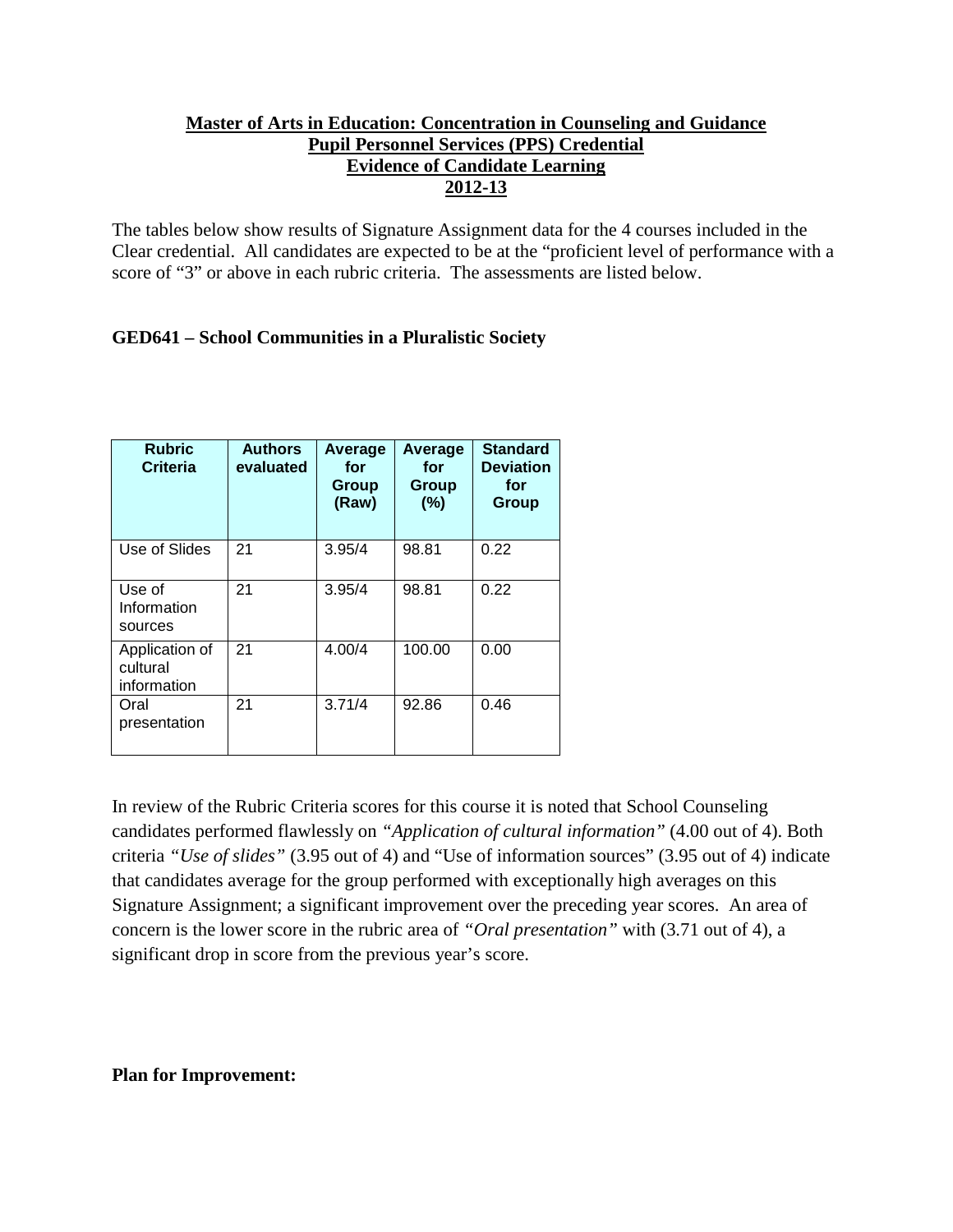**Master of Arts in Education: Concentration in Counseling and Guidance**
**Pupil Personnel Services (PPS) Credential**
**Evidence of Candidate Learning**
**2012-13**

The tables below show results of Signature Assignment data for the 4 courses included in the Clear credential. All candidates are expected to be at the "proficient level of performance with a score of "3" or above in each rubric criteria. The assessments are listed below.

### GED641 – School Communities in a Pluralistic Society

| Rubric Criteria | Authors evaluated | Average for Group (Raw) | Average for Group (%) | Standard Deviation for Group |
|---|---|---|---|---|
| Use of Slides | 21 | 3.95/4 | 98.81 | 0.22 |
| Use of Information sources | 21 | 3.95/4 | 98.81 | 0.22 |
| Application of cultural information | 21 | 4.00/4 | 100.00 | 0.00 |
| Oral presentation | 21 | 3.71/4 | 92.86 | 0.46 |

In review of the Rubric Criteria scores for this course it is noted that School Counseling candidates performed flawlessly on *"Application of cultural information"* (4.00 out of 4). Both criteria *"Use of slides"* (3.95 out of 4) and "Use of information sources" (3.95 out of 4) indicate that candidates average for the group performed with exceptionally high averages on this Signature Assignment; a significant improvement over the preceding year scores. An area of concern is the lower score in the rubric area of *"Oral presentation"* with (3.71 out of 4), a significant drop in score from the previous year's score.

**Plan for Improvement:**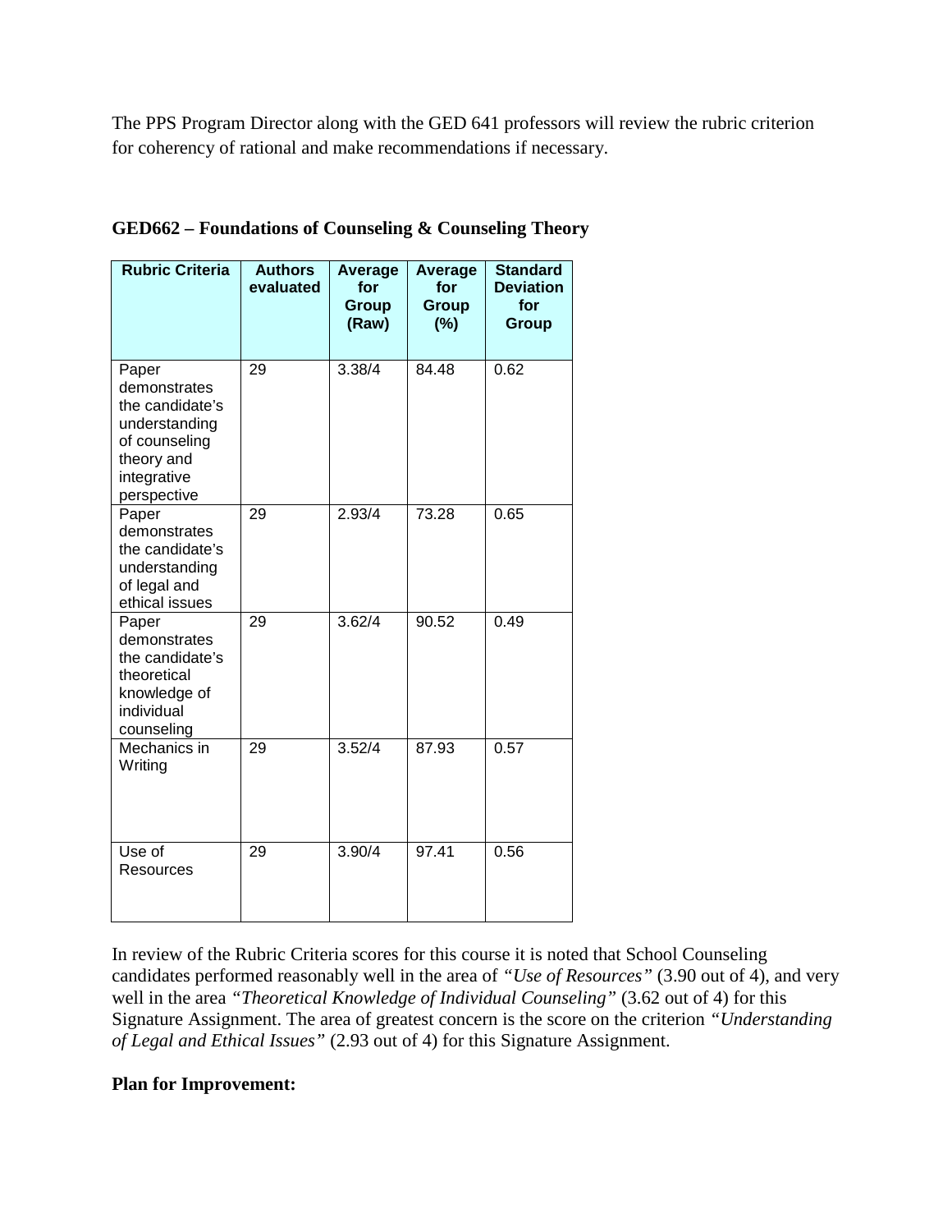The PPS Program Director along with the GED 641 professors will review the rubric criterion for coherency of rational and make recommendations if necessary.

**GED662 – Foundations of Counseling & Counseling Theory**

| Rubric Criteria | Authors evaluated | Average for Group (Raw) | Average for Group (%) | Standard Deviation for Group |
|---|---|---|---|---|
| Paper demonstrates the candidate's understanding of counseling theory and integrative perspective | 29 | 3.38/4 | 84.48 | 0.62 |
| Paper demonstrates the candidate's understanding of legal and ethical issues | 29 | 2.93/4 | 73.28 | 0.65 |
| Paper demonstrates the candidate's theoretical knowledge of individual counseling | 29 | 3.62/4 | 90.52 | 0.49 |
| Mechanics in Writing | 29 | 3.52/4 | 87.93 | 0.57 |
| Use of Resources | 29 | 3.90/4 | 97.41 | 0.56 |

In review of the Rubric Criteria scores for this course it is noted that School Counseling candidates performed reasonably well in the area of *"Use of Resources"* (3.90 out of 4), and very well in the area *"Theoretical Knowledge of Individual Counseling"* (3.62 out of 4) for this Signature Assignment. The area of greatest concern is the score on the criterion *"Understanding of Legal and Ethical Issues"* (2.93 out of 4) for this Signature Assignment.

**Plan for Improvement:**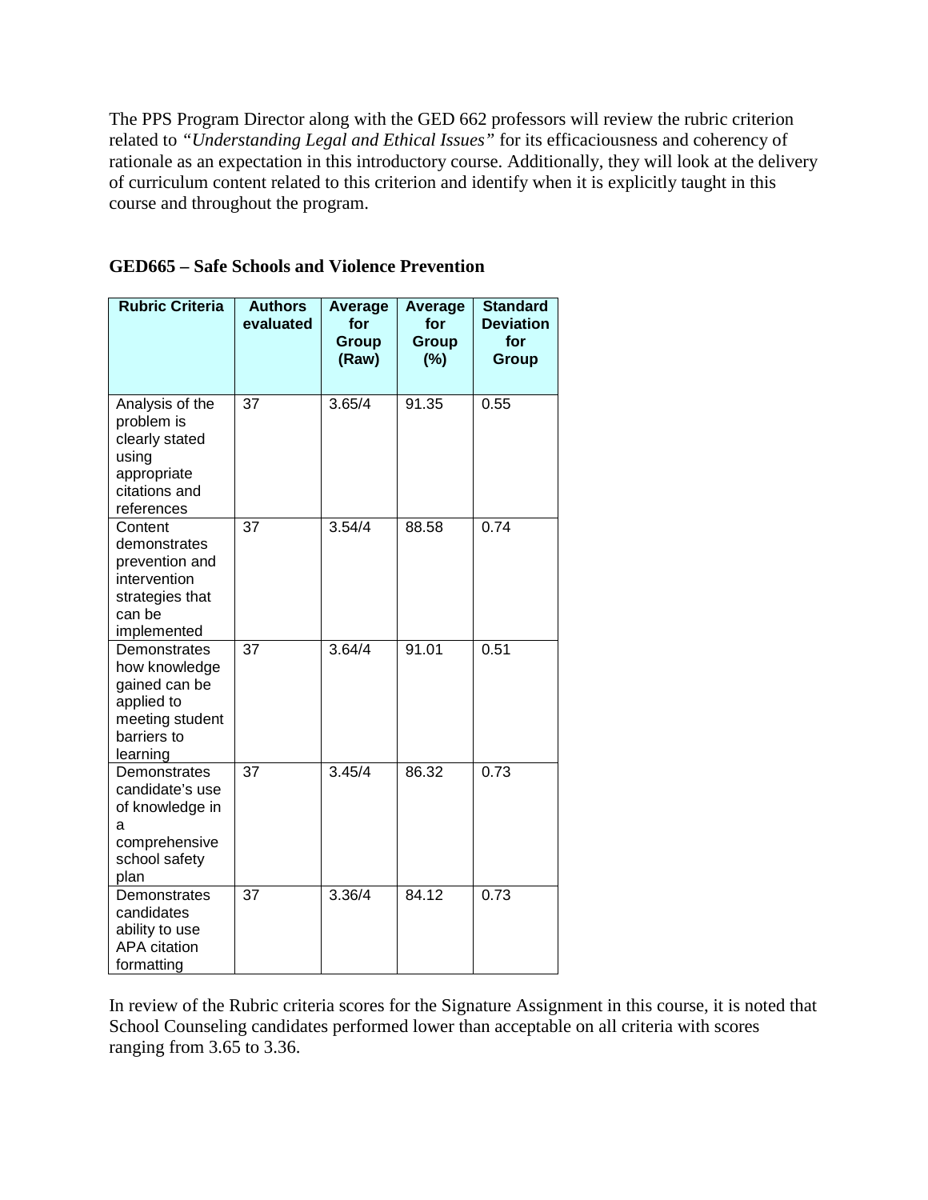The PPS Program Director along with the GED 662 professors will review the rubric criterion related to *"Understanding Legal and Ethical Issues"* for its efficaciousness and coherency of rationale as an expectation in this introductory course. Additionally, they will look at the delivery of curriculum content related to this criterion and identify when it is explicitly taught in this course and throughout the program.

**GED665 – Safe Schools and Violence Prevention**

| Rubric Criteria | Authors evaluated | Average for Group (Raw) | Average for Group (%) | Standard Deviation for Group |
|---|---|---|---|---|
| Analysis of the problem is clearly stated using appropriate citations and references | 37 | 3.65/4 | 91.35 | 0.55 |
| Content demonstrates prevention and intervention strategies that can be implemented | 37 | 3.54/4 | 88.58 | 0.74 |
| Demonstrates how knowledge gained can be applied to meeting student barriers to learning | 37 | 3.64/4 | 91.01 | 0.51 |
| Demonstrates candidate's use of knowledge in a comprehensive school safety plan | 37 | 3.45/4 | 86.32 | 0.73 |
| Demonstrates candidates ability to use APA citation formatting | 37 | 3.36/4 | 84.12 | 0.73 |

In review of the Rubric criteria scores for the Signature Assignment in this course, it is noted that School Counseling candidates performed lower than acceptable on all criteria with scores ranging from 3.65 to 3.36.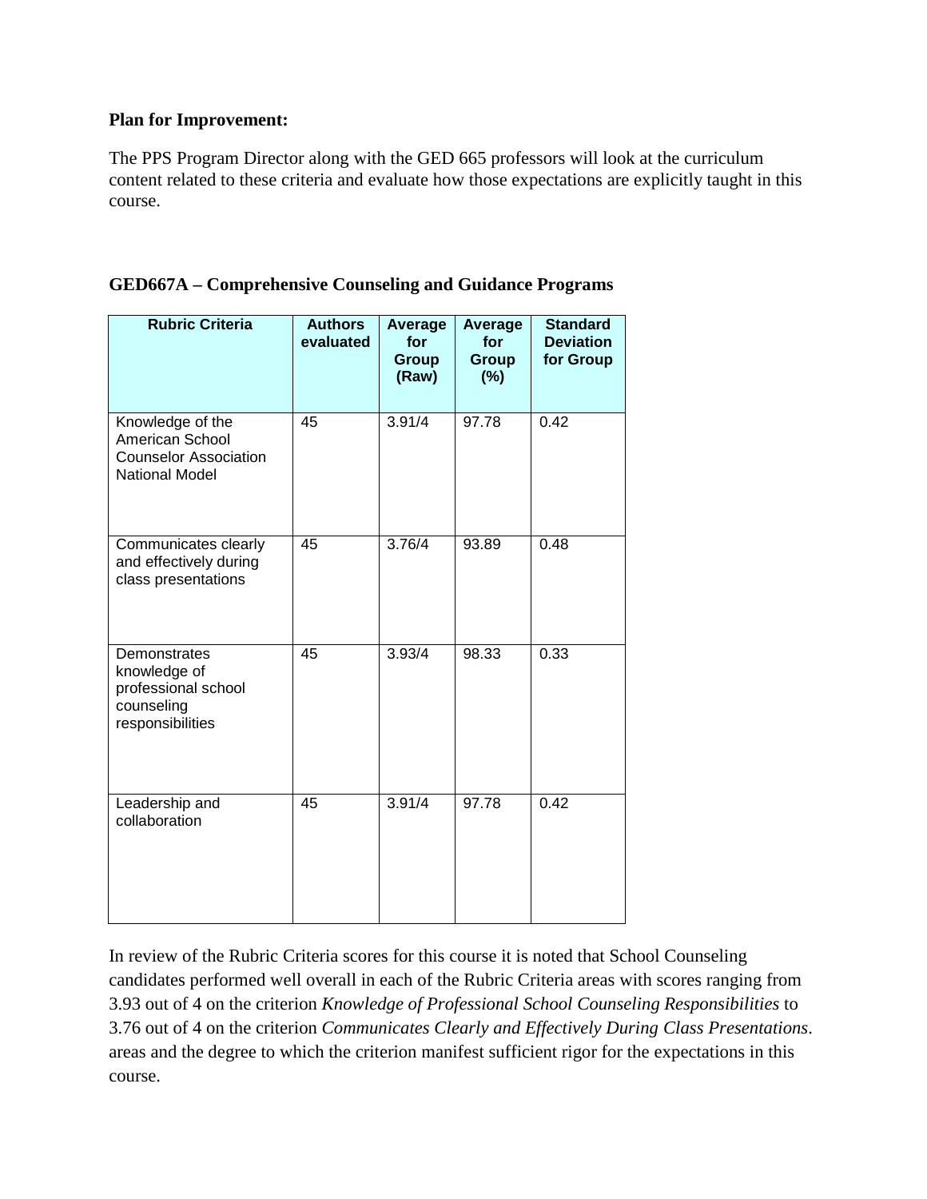**Plan for Improvement:**

The PPS Program Director along with the GED 665 professors will look at the curriculum content related to these criteria and evaluate how those expectations are explicitly taught in this course.

**GED667A – Comprehensive Counseling and Guidance Programs**

| Rubric Criteria | Authors evaluated | Average for Group (Raw) | Average for Group (%) | Standard Deviation for Group |
|---|---|---|---|---|
| Knowledge of the American School Counselor Association National Model | 45 | 3.91/4 | 97.78 | 0.42 |
| Communicates clearly and effectively during class presentations | 45 | 3.76/4 | 93.89 | 0.48 |
| Demonstrates knowledge of professional school counseling responsibilities | 45 | 3.93/4 | 98.33 | 0.33 |
| Leadership and collaboration | 45 | 3.91/4 | 97.78 | 0.42 |

In review of the Rubric Criteria scores for this course it is noted that School Counseling candidates performed well overall in each of the Rubric Criteria areas with scores ranging from 3.93 out of 4 on the criterion *Knowledge of Professional School Counseling Responsibilities* to 3.76 out of 4 on the criterion *Communicates Clearly and Effectively During Class Presentations*. areas and the degree to which the criterion manifest sufficient rigor for the expectations in this course.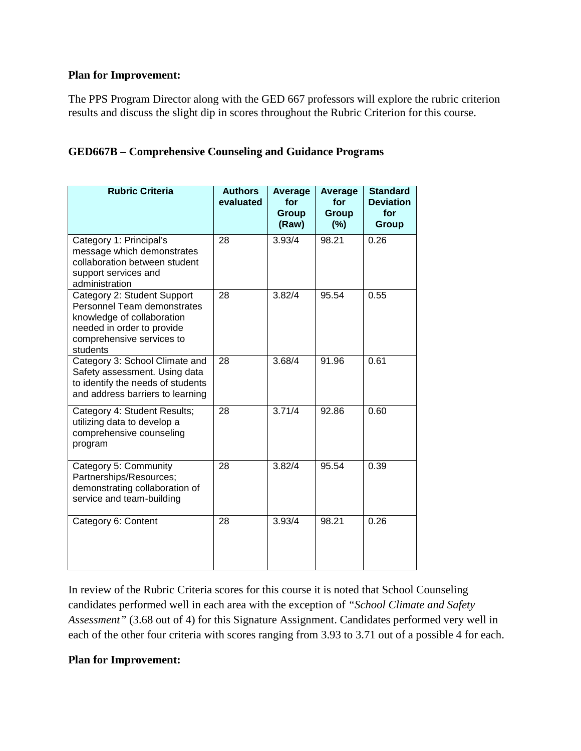**Plan for Improvement:**

The PPS Program Director along with the GED 667 professors will explore the rubric criterion results and discuss the slight dip in scores throughout the Rubric Criterion for this course.

**GED667B – Comprehensive Counseling and Guidance Programs**

| Rubric Criteria | Authors evaluated | Average for Group (Raw) | Average for Group (%) | Standard Deviation for Group |
|---|---|---|---|---|
| Category 1: Principal's message which demonstrates collaboration between student support services and administration | 28 | 3.93/4 | 98.21 | 0.26 |
| Category 2: Student Support Personnel Team demonstrates knowledge of collaboration needed in order to provide comprehensive services to students | 28 | 3.82/4 | 95.54 | 0.55 |
| Category 3: School Climate and Safety assessment. Using data to identify the needs of students and address barriers to learning | 28 | 3.68/4 | 91.96 | 0.61 |
| Category 4: Student Results; utilizing data to develop a comprehensive counseling program | 28 | 3.71/4 | 92.86 | 0.60 |
| Category 5: Community Partnerships/Resources; demonstrating collaboration of service and team-building | 28 | 3.82/4 | 95.54 | 0.39 |
| Category 6: Content | 28 | 3.93/4 | 98.21 | 0.26 |

In review of the Rubric Criteria scores for this course it is noted that School Counseling candidates performed well in each area with the exception of *"School Climate and Safety Assessment"* (3.68 out of 4) for this Signature Assignment. Candidates performed very well in each of the other four criteria with scores ranging from 3.93 to 3.71 out of a possible 4 for each.

**Plan for Improvement:**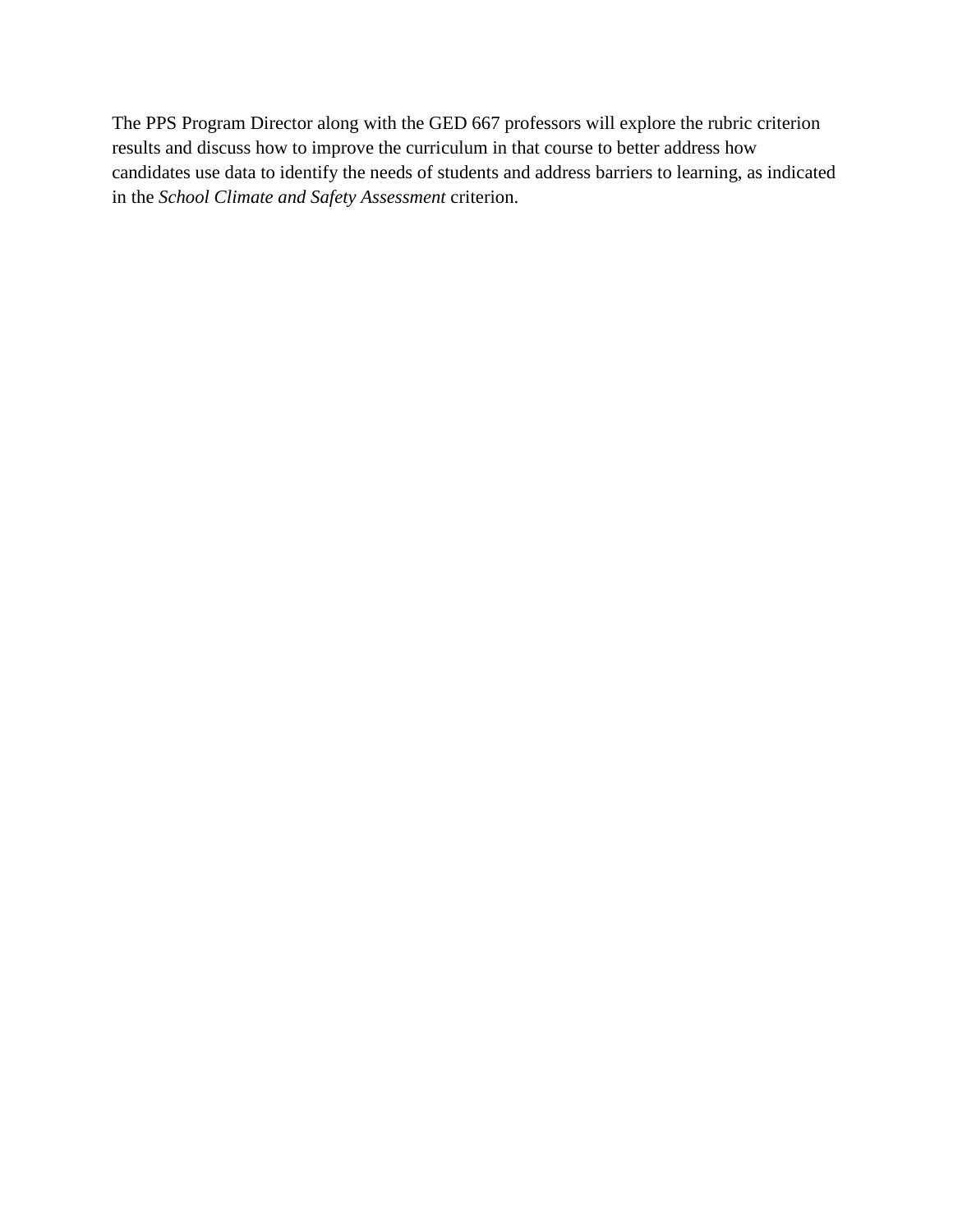The PPS Program Director along with the GED 667 professors will explore the rubric criterion results and discuss how to improve the curriculum in that course to better address how candidates use data to identify the needs of students and address barriers to learning, as indicated in the *School Climate and Safety Assessment* criterion.